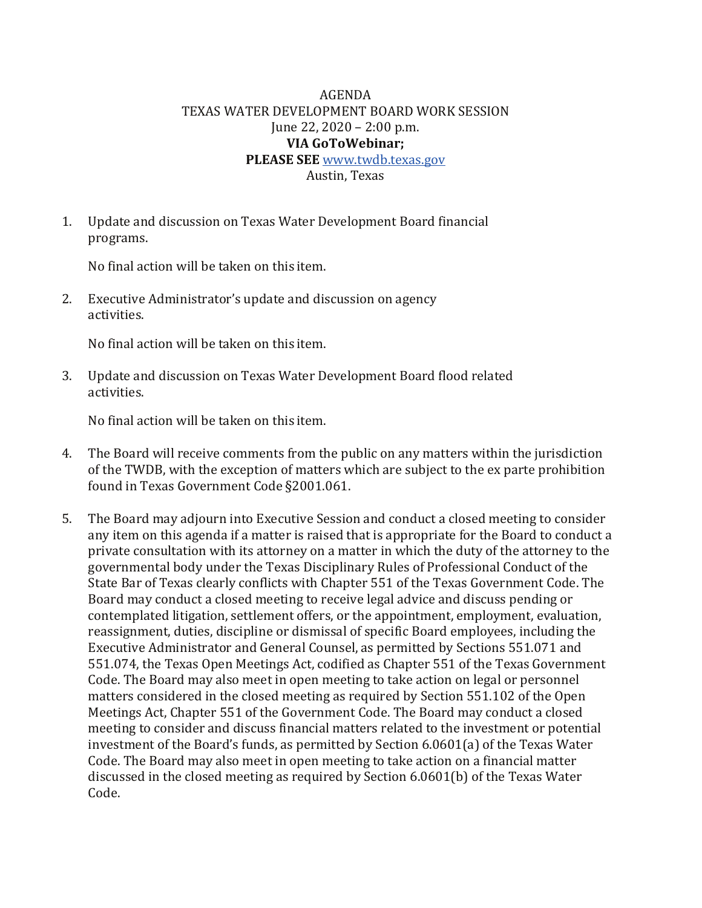AGENDA
TEXAS WATER DEVELOPMENT BOARD WORK SESSION
June 22, 2020 – 2:00 p.m.
**VIA GoToWebinar;**
**PLEASE SEE** [www.twdb.texas.gov](http://www.twdb.texas.gov)
Austin, Texas

1. Update and discussion on Texas Water Development Board financial programs.

   No final action will be taken on this item.

2. Executive Administrator's update and discussion on agency activities.

   No final action will be taken on this item.

3. Update and discussion on Texas Water Development Board flood related activities.

   No final action will be taken on this item.

4. The Board will receive comments from the public on any matters within the jurisdiction of the TWDB, with the exception of matters which are subject to the ex parte prohibition found in Texas Government Code §2001.061.

5. The Board may adjourn into Executive Session and conduct a closed meeting to consider any item on this agenda if a matter is raised that is appropriate for the Board to conduct a private consultation with its attorney on a matter in which the duty of the attorney to the governmental body under the Texas Disciplinary Rules of Professional Conduct of the State Bar of Texas clearly conflicts with Chapter 551 of the Texas Government Code. The Board may conduct a closed meeting to receive legal advice and discuss pending or contemplated litigation, settlement offers, or the appointment, employment, evaluation, reassignment, duties, discipline or dismissal of specific Board employees, including the Executive Administrator and General Counsel, as permitted by Sections 551.071 and 551.074, the Texas Open Meetings Act, codified as Chapter 551 of the Texas Government Code. The Board may also meet in open meeting to take action on legal or personnel matters considered in the closed meeting as required by Section 551.102 of the Open Meetings Act, Chapter 551 of the Government Code. The Board may conduct a closed meeting to consider and discuss financial matters related to the investment or potential investment of the Board's funds, as permitted by Section 6.0601(a) of the Texas Water Code. The Board may also meet in open meeting to take action on a financial matter discussed in the closed meeting as required by Section 6.0601(b) of the Texas Water Code.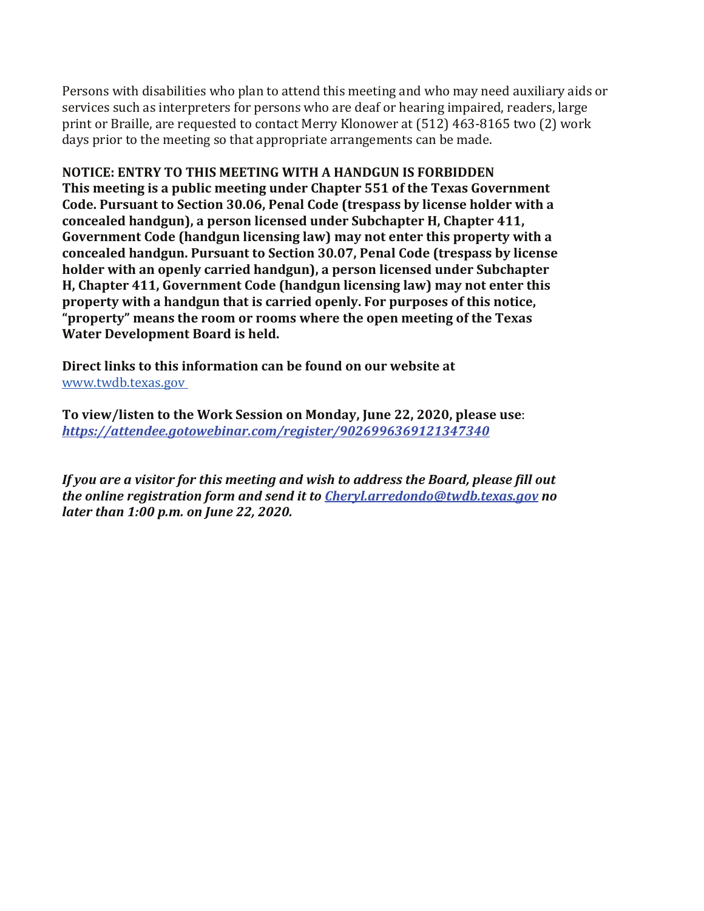Persons with disabilities who plan to attend this meeting and who may need auxiliary aids or services such as interpreters for persons who are deaf or hearing impaired, readers, large print or Braille, are requested to contact Merry Klonower at (512) 463-8165 two (2) work days prior to the meeting so that appropriate arrangements can be made.

**NOTICE: ENTRY TO THIS MEETING WITH A HANDGUN IS FORBIDDEN**
**This meeting is a public meeting under Chapter 551 of the Texas Government Code. Pursuant to Section 30.06, Penal Code (trespass by license holder with a concealed handgun), a person licensed under Subchapter H, Chapter 411, Government Code (handgun licensing law) may not enter this property with a concealed handgun. Pursuant to Section 30.07, Penal Code (trespass by license holder with an openly carried handgun), a person licensed under Subchapter H, Chapter 411, Government Code (handgun licensing law) may not enter this property with a handgun that is carried openly. For purposes of this notice, "property" means the room or rooms where the open meeting of the Texas Water Development Board is held.**

**Direct links to this information can be found on our website at**
www.twdb.texas.gov

**To view/listen to the Work Session on Monday, June 22, 2020, please use**:
***https://attendee.gotowebinar.com/register/9026996369121347340***

***If you are a visitor for this meeting and wish to address the Board, please fill out the online registration form and send it to Cheryl.arredondo@twdb.texas.gov no later than 1:00 p.m. on June 22, 2020.***